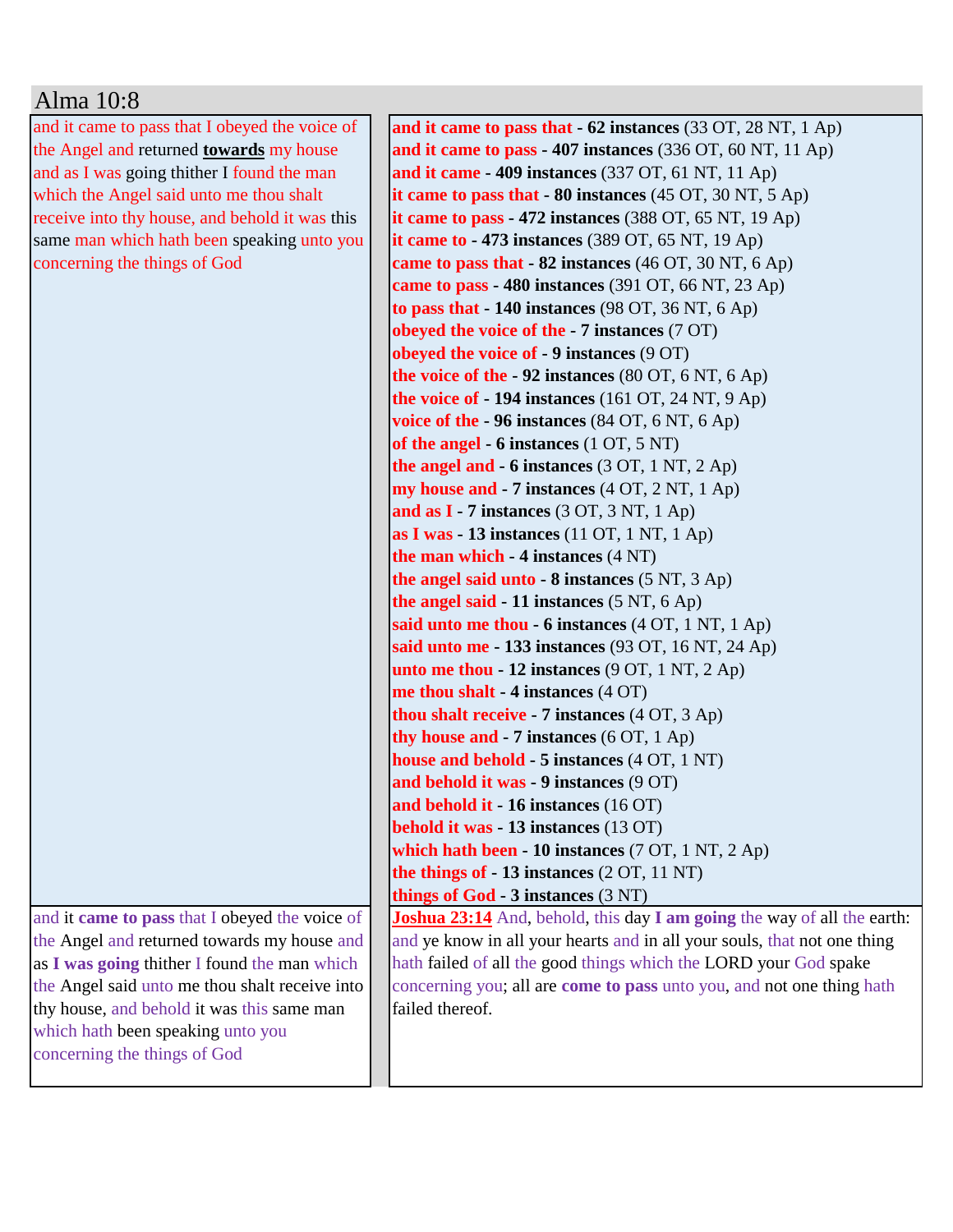# Alma 10:8

| | |
|---|---|
| and it came to pass that I obeyed the voice of the Angel and returned **towards** my house and as I was going thither I found the man which the Angel said unto me thou shalt receive into thy house, and behold it was this same man which hath been speaking unto you concerning the things of God | **and it came to pass that - 62 instances** (33 OT, 28 NT, 1 Ap)<br>**and it came to pass - 407 instances** (336 OT, 60 NT, 11 Ap)<br>**and it came - 409 instances** (337 OT, 61 NT, 11 Ap)<br>**it came to pass that - 80 instances** (45 OT, 30 NT, 5 Ap)<br>**it came to pass - 472 instances** (388 OT, 65 NT, 19 Ap)<br>**it came to - 473 instances** (389 OT, 65 NT, 19 Ap)<br>**came to pass that - 82 instances** (46 OT, 30 NT, 6 Ap)<br>**came to pass - 480 instances** (391 OT, 66 NT, 23 Ap)<br>**to pass that - 140 instances** (98 OT, 36 NT, 6 Ap)<br>**obeyed the voice of the - 7 instances** (7 OT)<br>**obeyed the voice of - 9 instances** (9 OT)<br>**the voice of the - 92 instances** (80 OT, 6 NT, 6 Ap)<br>**the voice of - 194 instances** (161 OT, 24 NT, 9 Ap)<br>**voice of the - 96 instances** (84 OT, 6 NT, 6 Ap)<br>**of the angel - 6 instances** (1 OT, 5 NT)<br>**the angel and - 6 instances** (3 OT, 1 NT, 2 Ap)<br>**my house and - 7 instances** (4 OT, 2 NT, 1 Ap)<br>**and as I - 7 instances** (3 OT, 3 NT, 1 Ap)<br>**as I was - 13 instances** (11 OT, 1 NT, 1 Ap)<br>**the man which - 4 instances** (4 NT)<br>**the angel said unto - 8 instances** (5 NT, 3 Ap)<br>**the angel said - 11 instances** (5 NT, 6 Ap)<br>**said unto me thou - 6 instances** (4 OT, 1 NT, 1 Ap)<br>**said unto me - 133 instances** (93 OT, 16 NT, 24 Ap)<br>**unto me thou - 12 instances** (9 OT, 1 NT, 2 Ap)<br>**me thou shalt - 4 instances** (4 OT)<br>**thou shalt receive - 7 instances** (4 OT, 3 Ap)<br>**thy house and - 7 instances** (6 OT, 1 Ap)<br>**house and behold - 5 instances** (4 OT, 1 NT)<br>**and behold it was - 9 instances** (9 OT)<br>**and behold it - 16 instances** (16 OT)<br>**behold it was - 13 instances** (13 OT)<br>**which hath been - 10 instances** (7 OT, 1 NT, 2 Ap)<br>**the things of - 13 instances** (2 OT, 11 NT)<br>**things of God - 3 instances** (3 NT) |
| and it **came to pass** that I obeyed the voice of the Angel and returned towards my house and as **I was going** thither I found the man which the Angel said unto me thou shalt receive into thy house, and behold it was this same man which hath been speaking unto you concerning the things of God | **Joshua 23:14** And, behold, this day **I am going** the way of all the earth: and ye know in all your hearts and in all your souls, that not one thing hath failed of all the good things which the LORD your God spake concerning you; all are **come to pass** unto you, and not one thing hath failed thereof. |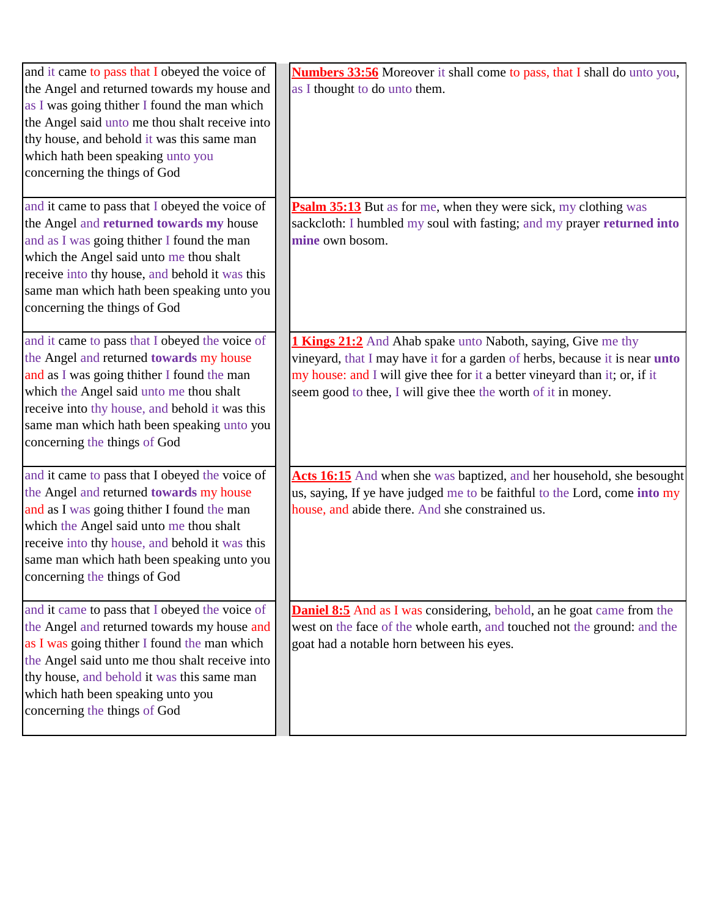| | |
|---|---|
| and it came to pass that I obeyed the voice of the Angel and returned towards my house and as I was going thither I found the man which the Angel said unto me thou shalt receive into thy house, and behold it was this same man which hath been speaking unto you concerning the things of God | **Numbers 33:56** Moreover it shall come to pass, that I shall do unto you, as I thought to do unto them. |
| and it came to pass that I obeyed the voice of the Angel and **returned towards my** house and as I was going thither I found the man which the Angel said unto me thou shalt receive into thy house, and behold it was this same man which hath been speaking unto you concerning the things of God | **Psalm 35:13** But as for me, when they were sick, my clothing was sackcloth: I humbled my soul with fasting; and my prayer **returned into mine** own bosom. |
| and it came to pass that I obeyed the voice of the Angel and returned **towards** my house and as I was going thither I found the man which the Angel said unto me thou shalt receive into thy house, and behold it was this same man which hath been speaking unto you concerning the things of God | **1 Kings 21:2** And Ahab spake unto Naboth, saying, Give me thy vineyard, that I may have it for a garden of herbs, because it is near **unto** my house: and I will give thee for it a better vineyard than it; or, if it seem good to thee, I will give thee the worth of it in money. |
| and it came to pass that I obeyed the voice of the Angel and returned **towards** my house and as I was going thither I found the man which the Angel said unto me thou shalt receive into thy house, and behold it was this same man which hath been speaking unto you concerning the things of God | **Acts 16:15** And when she was baptized, and her household, she besought us, saying, If ye have judged me to be faithful to the Lord, come **into** my house, and abide there. And she constrained us. |
| and it came to pass that I obeyed the voice of the Angel and returned towards my house and as I was going thither I found the man which the Angel said unto me thou shalt receive into thy house, and behold it was this same man which hath been speaking unto you concerning the things of God | **Daniel 8:5** And as I was considering, behold, an he goat came from the west on the face of the whole earth, and touched not the ground: and the goat had a notable horn between his eyes. |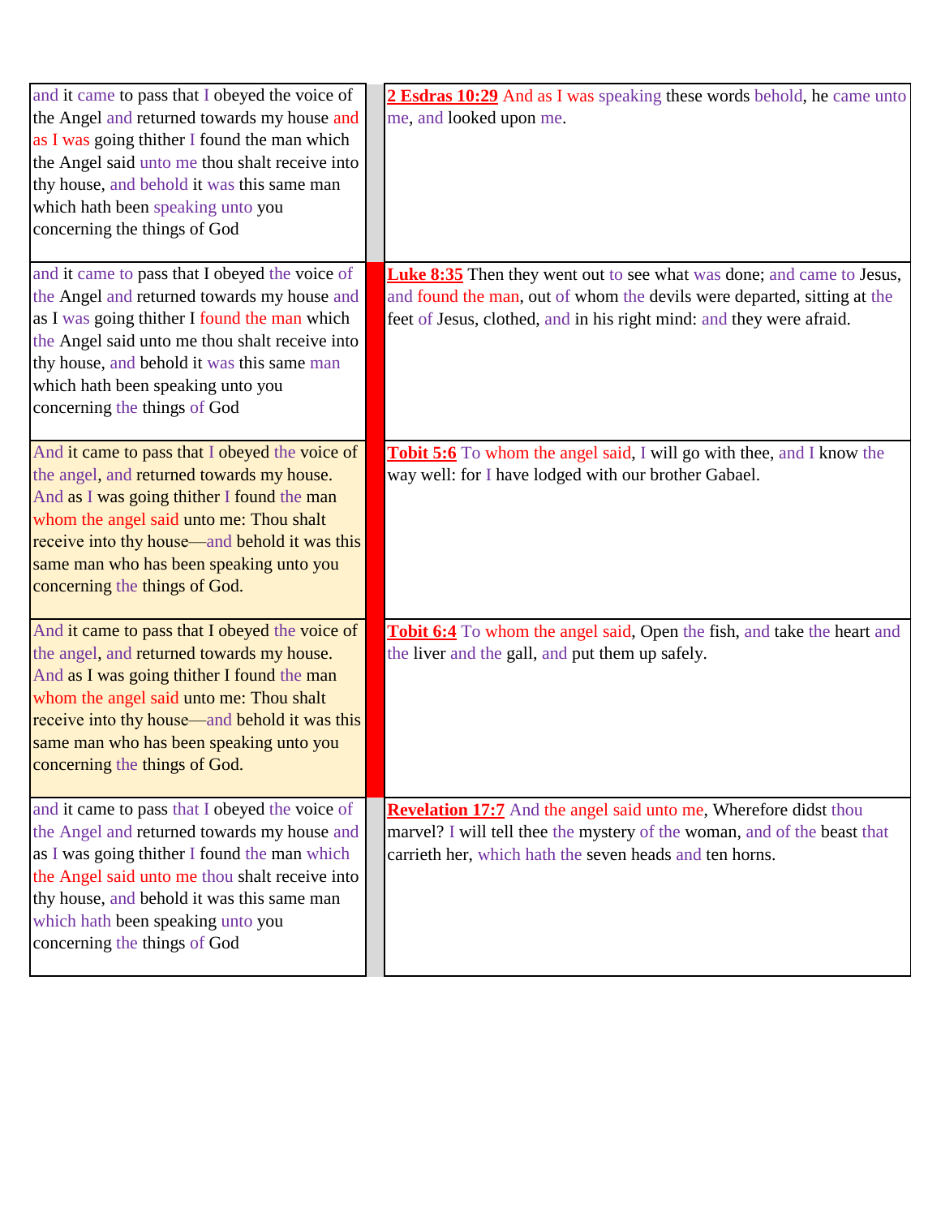| | |
|---|---|
| and it came to pass that I obeyed the voice of the Angel and returned towards my house and as I was going thither I found the man which the Angel said unto me thou shalt receive into thy house, and behold it was this same man which hath been speaking unto you concerning the things of God | **2 Esdras 10:29** And as I was speaking these words behold, he came unto me, and looked upon me. |
| and it came to pass that I obeyed the voice of the Angel and returned towards my house and as I was going thither I found the man which the Angel said unto me thou shalt receive into thy house, and behold it was this same man which hath been speaking unto you concerning the things of God | **Luke 8:35** Then they went out to see what was done; and came to Jesus, and found the man, out of whom the devils were departed, sitting at the feet of Jesus, clothed, and in his right mind: and they were afraid. |
| And it came to pass that I obeyed the voice of the angel, and returned towards my house. And as I was going thither I found the man whom the angel said unto me: Thou shalt receive into thy house—and behold it was this same man who has been speaking unto you concerning the things of God. | **Tobit 5:6** To whom the angel said, I will go with thee, and I know the way well: for I have lodged with our brother Gabael. |
| And it came to pass that I obeyed the voice of the angel, and returned towards my house. And as I was going thither I found the man whom the angel said unto me: Thou shalt receive into thy house—and behold it was this same man who has been speaking unto you concerning the things of God. | **Tobit 6:4** To whom the angel said, Open the fish, and take the heart and the liver and the gall, and put them up safely. |
| and it came to pass that I obeyed the voice of the Angel and returned towards my house and as I was going thither I found the man which the Angel said unto me thou shalt receive into thy house, and behold it was this same man which hath been speaking unto you concerning the things of God | **Revelation 17:7** And the angel said unto me, Wherefore didst thou marvel? I will tell thee the mystery of the woman, and of the beast that carrieth her, which hath the seven heads and ten horns. |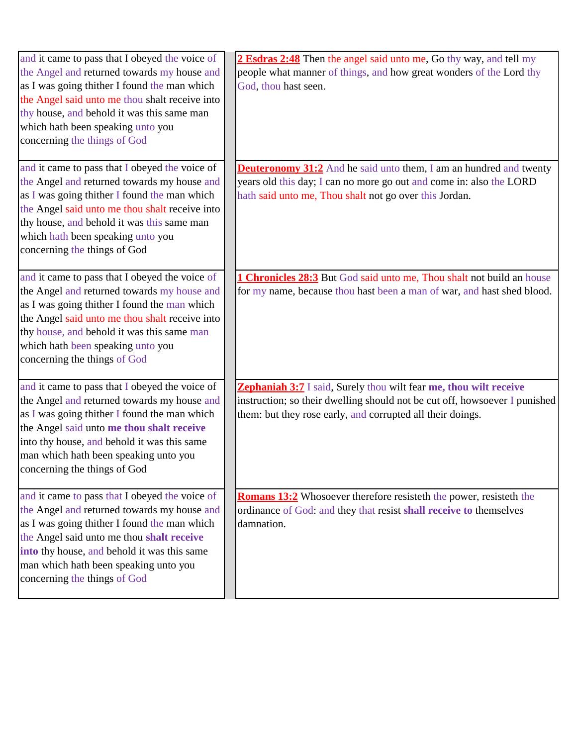| | |
|---|---|
| and it came to pass that I obeyed the voice of the Angel and returned towards my house and as I was going thither I found the man which the Angel said unto me thou shalt receive into thy house, and behold it was this same man which hath been speaking unto you concerning the things of God | **2 Esdras 2:48** Then the angel said unto me, Go thy way, and tell my people what manner of things, and how great wonders of the Lord thy God, thou hast seen. |
| and it came to pass that I obeyed the voice of the Angel and returned towards my house and as I was going thither I found the man which the Angel said unto me thou shalt receive into thy house, and behold it was this same man which hath been speaking unto you concerning the things of God | **Deuteronomy 31:2** And he said unto them, I am an hundred and twenty years old this day; I can no more go out and come in: also the LORD hath said unto me, Thou shalt not go over this Jordan. |
| and it came to pass that I obeyed the voice of the Angel and returned towards my house and as I was going thither I found the man which the Angel said unto me thou shalt receive into thy house, and behold it was this same man which hath been speaking unto you concerning the things of God | **1 Chronicles 28:3** But God said unto me, Thou shalt not build an house for my name, because thou hast been a man of war, and hast shed blood. |
| and it came to pass that I obeyed the voice of the Angel and returned towards my house and as I was going thither I found the man which the Angel said unto **me thou shalt receive** into thy house, and behold it was this same man which hath been speaking unto you concerning the things of God | **Zephaniah 3:7** I said, Surely thou wilt fear **me, thou wilt receive** instruction; so their dwelling should not be cut off, howsoever I punished them: but they rose early, and corrupted all their doings. |
| and it came to pass that I obeyed the voice of the Angel and returned towards my house and as I was going thither I found the man which the Angel said unto me thou **shalt receive into** thy house, and behold it was this same man which hath been speaking unto you concerning the things of God | **Romans 13:2** Whosoever therefore resisteth the power, resisteth the ordinance of God: and they that resist **shall receive to** themselves damnation. |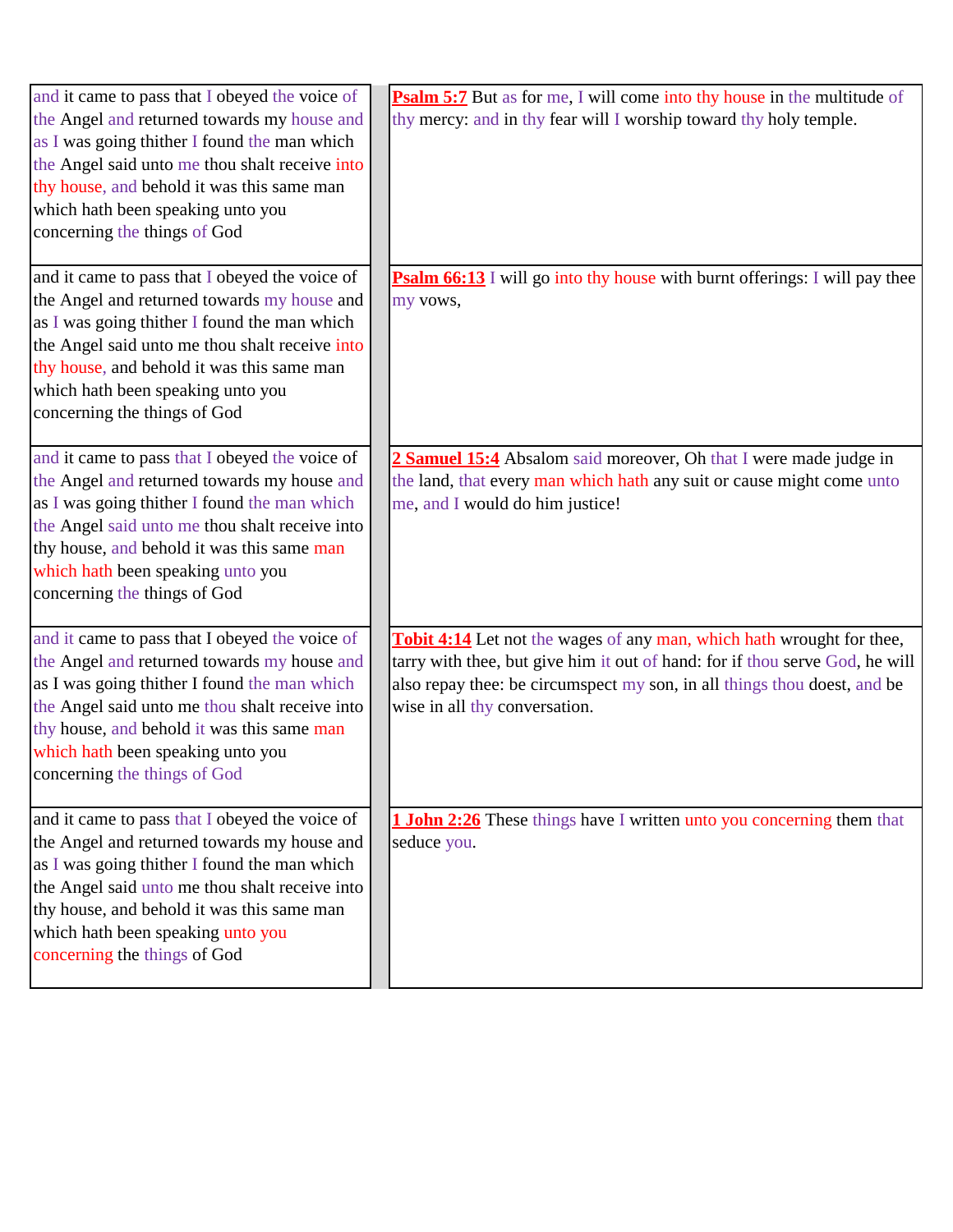| | |
|---|---|
| and it came to pass that I obeyed the voice of the Angel and returned towards my house and as I was going thither I found the man which the Angel said unto me thou shalt receive into thy house, and behold it was this same man which hath been speaking unto you concerning the things of God | **Psalm 5:7** But as for me, I will come into thy house in the multitude of thy mercy: and in thy fear will I worship toward thy holy temple. |
| and it came to pass that I obeyed the voice of the Angel and returned towards my house and as I was going thither I found the man which the Angel said unto me thou shalt receive into thy house, and behold it was this same man which hath been speaking unto you concerning the things of God | **Psalm 66:13** I will go into thy house with burnt offerings: I will pay thee my vows, |
| and it came to pass that I obeyed the voice of the Angel and returned towards my house and as I was going thither I found the man which the Angel said unto me thou shalt receive into thy house, and behold it was this same man which hath been speaking unto you concerning the things of God | **2 Samuel 15:4** Absalom said moreover, Oh that I were made judge in the land, that every man which hath any suit or cause might come unto me, and I would do him justice! |
| and it came to pass that I obeyed the voice of the Angel and returned towards my house and as I was going thither I found the man which the Angel said unto me thou shalt receive into thy house, and behold it was this same man which hath been speaking unto you concerning the things of God | **Tobit 4:14** Let not the wages of any man, which hath wrought for thee, tarry with thee, but give him it out of hand: for if thou serve God, he will also repay thee: be circumspect my son, in all things thou doest, and be wise in all thy conversation. |
| and it came to pass that I obeyed the voice of the Angel and returned towards my house and as I was going thither I found the man which the Angel said unto me thou shalt receive into thy house, and behold it was this same man which hath been speaking unto you concerning the things of God | **1 John 2:26** These things have I written unto you concerning them that seduce you. |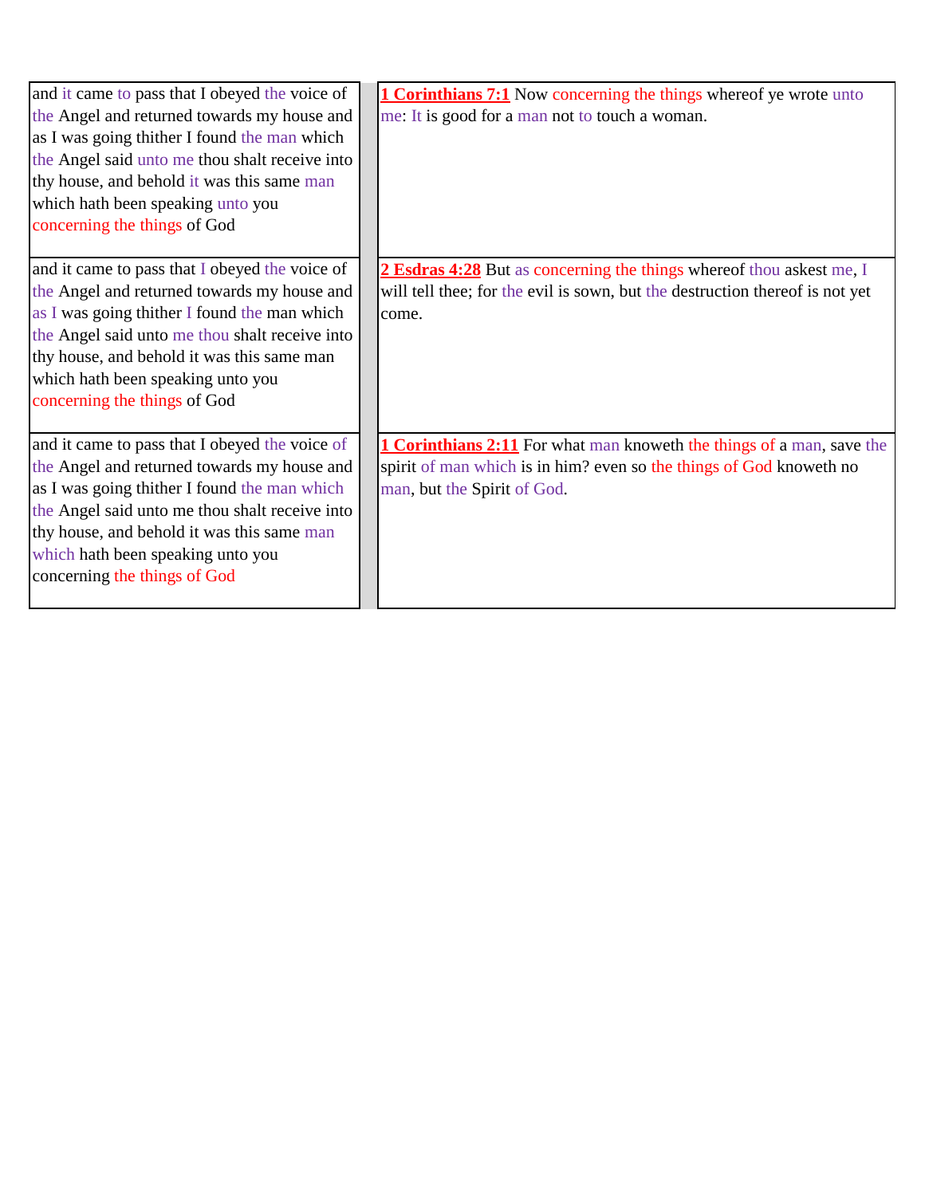| | |
|---|---|
| and it came to pass that I obeyed the voice of the Angel and returned towards my house and as I was going thither I found the man which the Angel said unto me thou shalt receive into thy house, and behold it was this same man which hath been speaking unto you concerning the things of God | **1 Corinthians 7:1** Now concerning the things whereof ye wrote unto me: It is good for a man not to touch a woman. |
| and it came to pass that I obeyed the voice of the Angel and returned towards my house and as I was going thither I found the man which the Angel said unto me thou shalt receive into thy house, and behold it was this same man which hath been speaking unto you concerning the things of God | **2 Esdras 4:28** But as concerning the things whereof thou askest me, I will tell thee; for the evil is sown, but the destruction thereof is not yet come. |
| and it came to pass that I obeyed the voice of the Angel and returned towards my house and as I was going thither I found the man which the Angel said unto me thou shalt receive into thy house, and behold it was this same man which hath been speaking unto you concerning the things of God | **1 Corinthians 2:11** For what man knoweth the things of a man, save the spirit of man which is in him? even so the things of God knoweth no man, but the Spirit of God. |